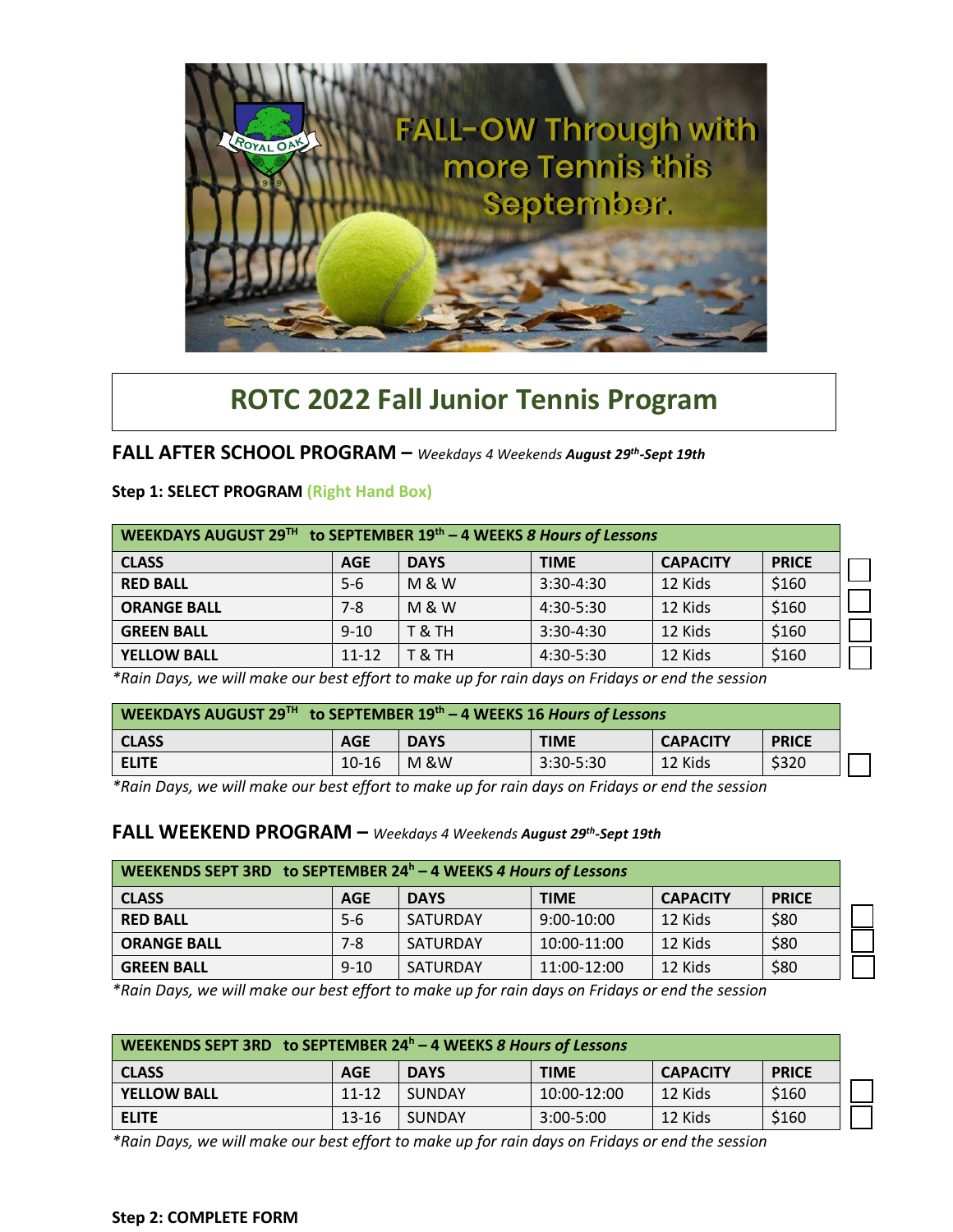# ROTC 2022 Fall Junior Tennis Program

## FALL AFTER SCHOOL PROGRAM – *Weekdays 4 Weekends* ***August 29th-Sept 19th***

**Step 1: SELECT PROGRAM (Right Hand Box)**

| WEEKDAYS AUGUST 29TH to SEPTEMBER 19th – 4 WEEKS *8 Hours of Lessons* | | | | | | |
|---|---|---|---|---|---|---|
| **CLASS** | **AGE** | **DAYS** | **TIME** | **CAPACITY** | **PRICE** | ☐ |
| **RED BALL** | 5-6 | M & W | 3:30-4:30 | 12 Kids | $160 | ☐ |
| **ORANGE BALL** | 7-8 | M & W | 4:30-5:30 | 12 Kids | $160 | ☐ |
| **GREEN BALL** | 9-10 | T & TH | 3:30-4:30 | 12 Kids | $160 | ☐ |
| **YELLOW BALL** | 11-12 | T & TH | 4:30-5:30 | 12 Kids | $160 | |

*\*Rain Days, we will make our best effort to make up for rain days on Fridays or end the session*

| WEEKDAYS AUGUST 29TH to SEPTEMBER 19th – 4 WEEKS 16 *Hours of Lessons* | | | | | | |
|---|---|---|---|---|---|---|
| **CLASS** | **AGE** | **DAYS** | **TIME** | **CAPACITY** | **PRICE** | |
| **ELITE** | 10-16 | M &W | 3:30-5:30 | 12 Kids | $320 | ☐ |

*\*Rain Days, we will make our best effort to make up for rain days on Fridays or end the session*

## FALL WEEKEND PROGRAM – *Weekdays 4 Weekends* ***August 29th-Sept 19th***

| WEEKENDS SEPT 3RD to SEPTEMBER 24h – 4 WEEKS *4 Hours of Lessons* | | | | | | |
|---|---|---|---|---|---|---|
| **CLASS** | **AGE** | **DAYS** | **TIME** | **CAPACITY** | **PRICE** | |
| **RED BALL** | 5-6 | SATURDAY | 9:00-10:00 | 12 Kids | $80 | ☐ |
| **ORANGE BALL** | 7-8 | SATURDAY | 10:00-11:00 | 12 Kids | $80 | ☐ |
| **GREEN BALL** | 9-10 | SATURDAY | 11:00-12:00 | 12 Kids | $80 | ☐ |

*\*Rain Days, we will make our best effort to make up for rain days on Fridays or end the session*

| WEEKENDS SEPT 3RD to SEPTEMBER 24h – 4 WEEKS *8 Hours of Lessons* | | | | | | |
|---|---|---|---|---|---|---|
| **CLASS** | **AGE** | **DAYS** | **TIME** | **CAPACITY** | **PRICE** | |
| **YELLOW BALL** | 11-12 | SUNDAY | 10:00-12:00 | 12 Kids | $160 | ☐ |
| **ELITE** | 13-16 | SUNDAY | 3:00-5:00 | 12 Kids | $160 | ☐ |

*\*Rain Days, we will make our best effort to make up for rain days on Fridays or end the session*

**Step 2: COMPLETE FORM**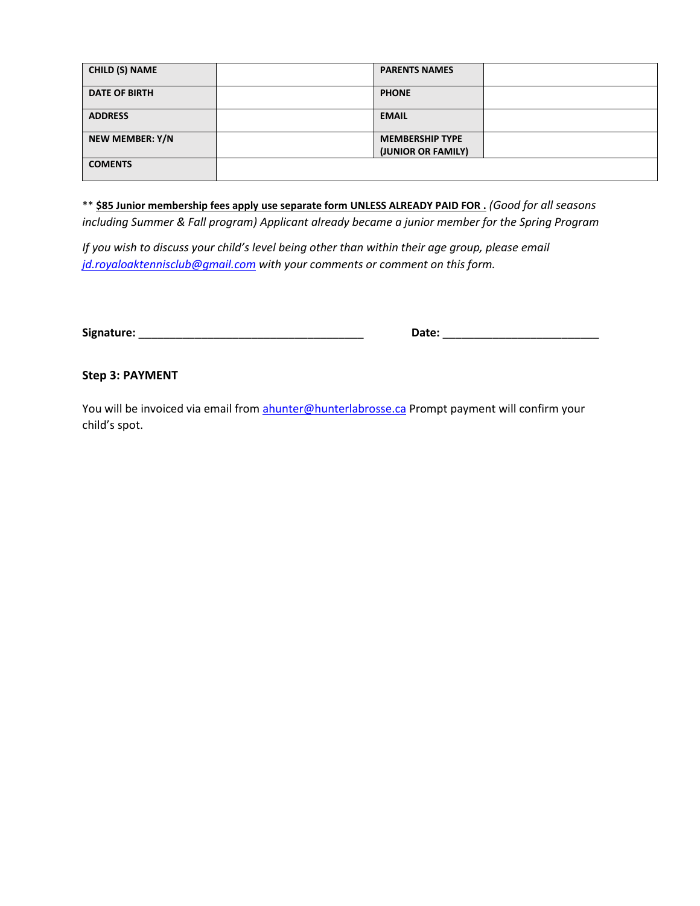| | | | |
|---|---|---|---|
| **CHILD (S) NAME** | | **PARENTS NAMES** | |
| **DATE OF BIRTH** | | **PHONE** | |
| **ADDRESS** | | **EMAIL** | |
| **NEW MEMBER: Y/N** | | **MEMBERSHIP TYPE (JUNIOR OR FAMILY)** | |
| **COMENTS** | | | |

** **$85 Junior membership fees apply use separate form UNLESS ALREADY PAID FOR .** *(Good for all seasons including Summer & Fall program) Applicant already became a junior member for the Spring Program*

*If you wish to discuss your child's level being other than within their age group, please email jd.royaloaktennisclub@gmail.com with your comments or comment on this form.*

**Signature:** ____________________________________ **Date:** _________________________

**Step 3: PAYMENT**

You will be invoiced via email from ahunter@hunterlabrosse.ca Prompt payment will confirm your child's spot.